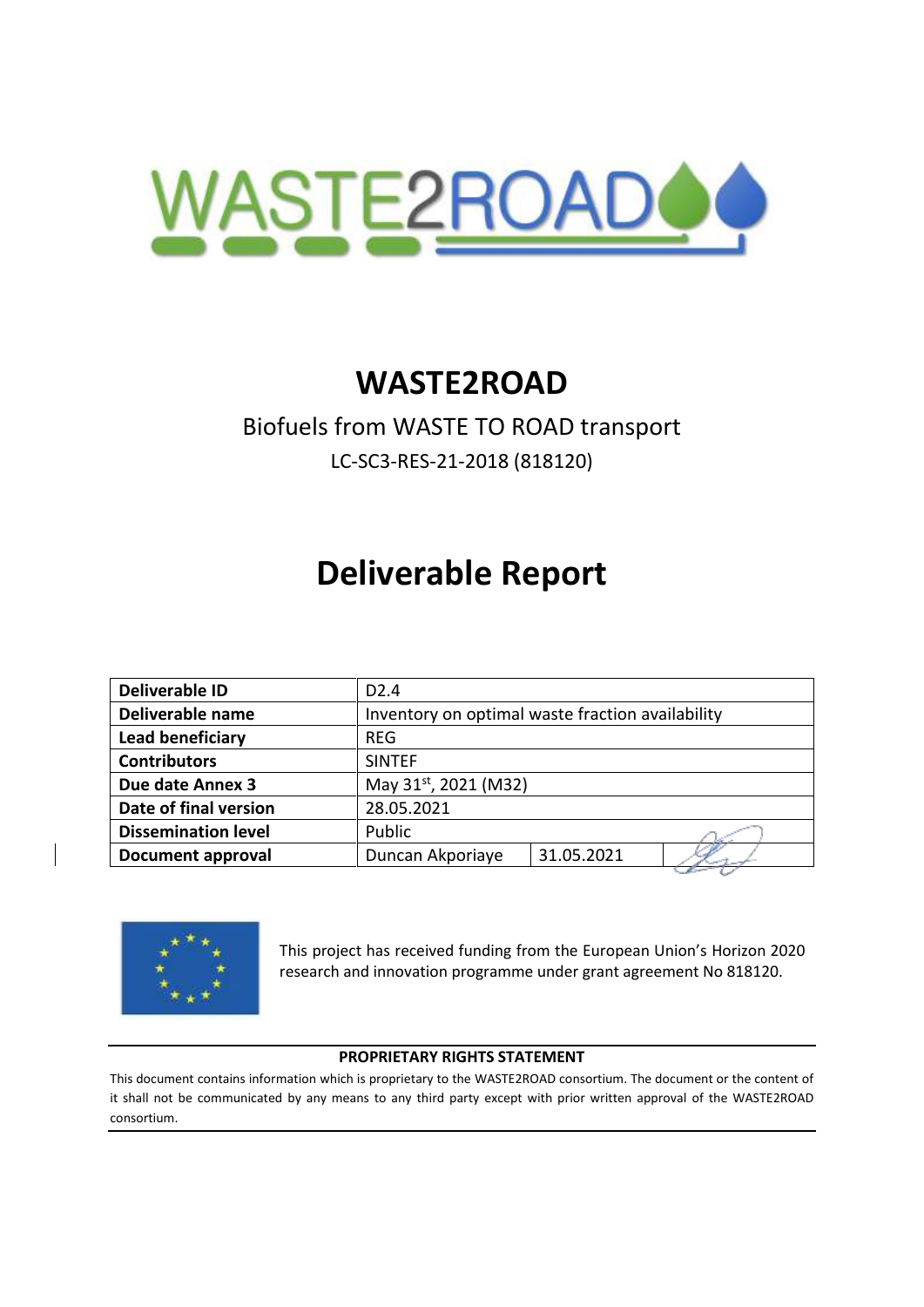# WASTE2ROAD

Biofuels from WASTE TO ROAD transport

LC-SC3-RES-21-2018 (818120)

# Deliverable Report

| Deliverable ID | D2.4 | | |
|---|---|---|---|
| Deliverable name | Inventory on optimal waste fraction availability | | |
| Lead beneficiary | REG | | |
| Contributors | SINTEF | | |
| Due date Annex 3 | May 31st, 2021 (M32) | | |
| Date of final version | 28.05.2021 | | |
| Dissemination level | Public | | |
| Document approval | Duncan Akporiaye | 31.05.2021 | |

This project has received funding from the European Union's Horizon 2020 research and innovation programme under grant agreement No 818120.

**PROPRIETARY RIGHTS STATEMENT**

This document contains information which is proprietary to the WASTE2ROAD consortium. The document or the content of it shall not be communicated by any means to any third party except with prior written approval of the WASTE2ROAD consortium.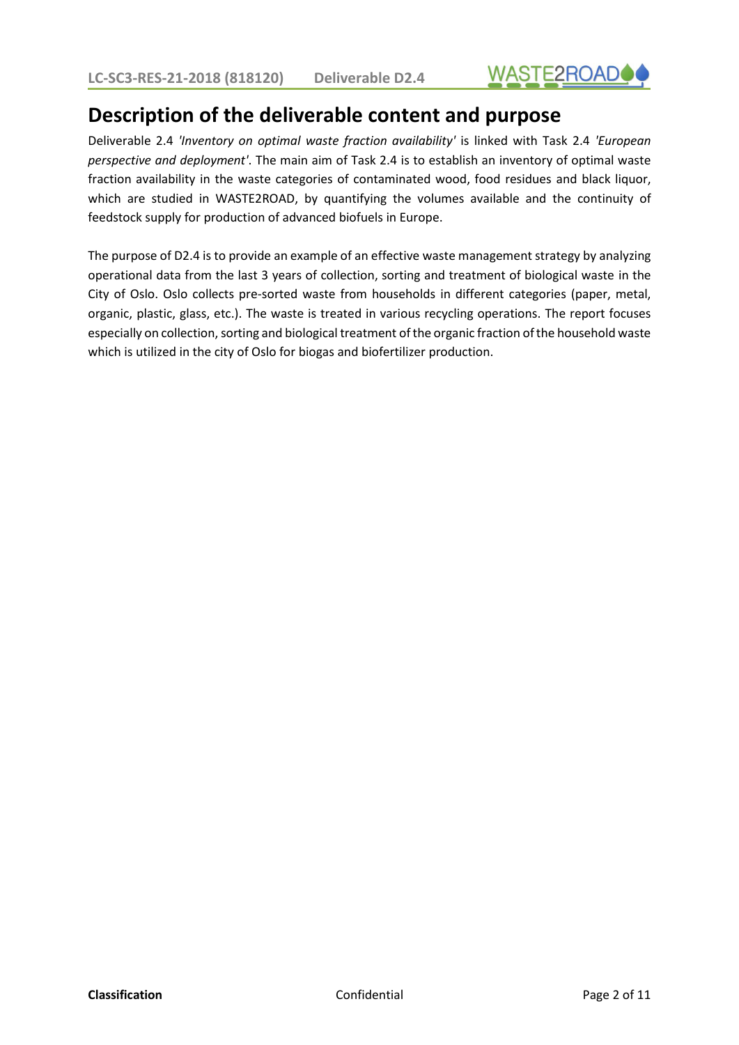# Description of the deliverable content and purpose

Deliverable 2.4 *'Inventory on optimal waste fraction availability'* is linked with Task 2.4 *'European perspective and deployment'*. The main aim of Task 2.4 is to establish an inventory of optimal waste fraction availability in the waste categories of contaminated wood, food residues and black liquor, which are studied in WASTE2ROAD, by quantifying the volumes available and the continuity of feedstock supply for production of advanced biofuels in Europe.

The purpose of D2.4 is to provide an example of an effective waste management strategy by analyzing operational data from the last 3 years of collection, sorting and treatment of biological waste in the City of Oslo. Oslo collects pre-sorted waste from households in different categories (paper, metal, organic, plastic, glass, etc.). The waste is treated in various recycling operations. The report focuses especially on collection, sorting and biological treatment of the organic fraction of the household waste which is utilized in the city of Oslo for biogas and biofertilizer production.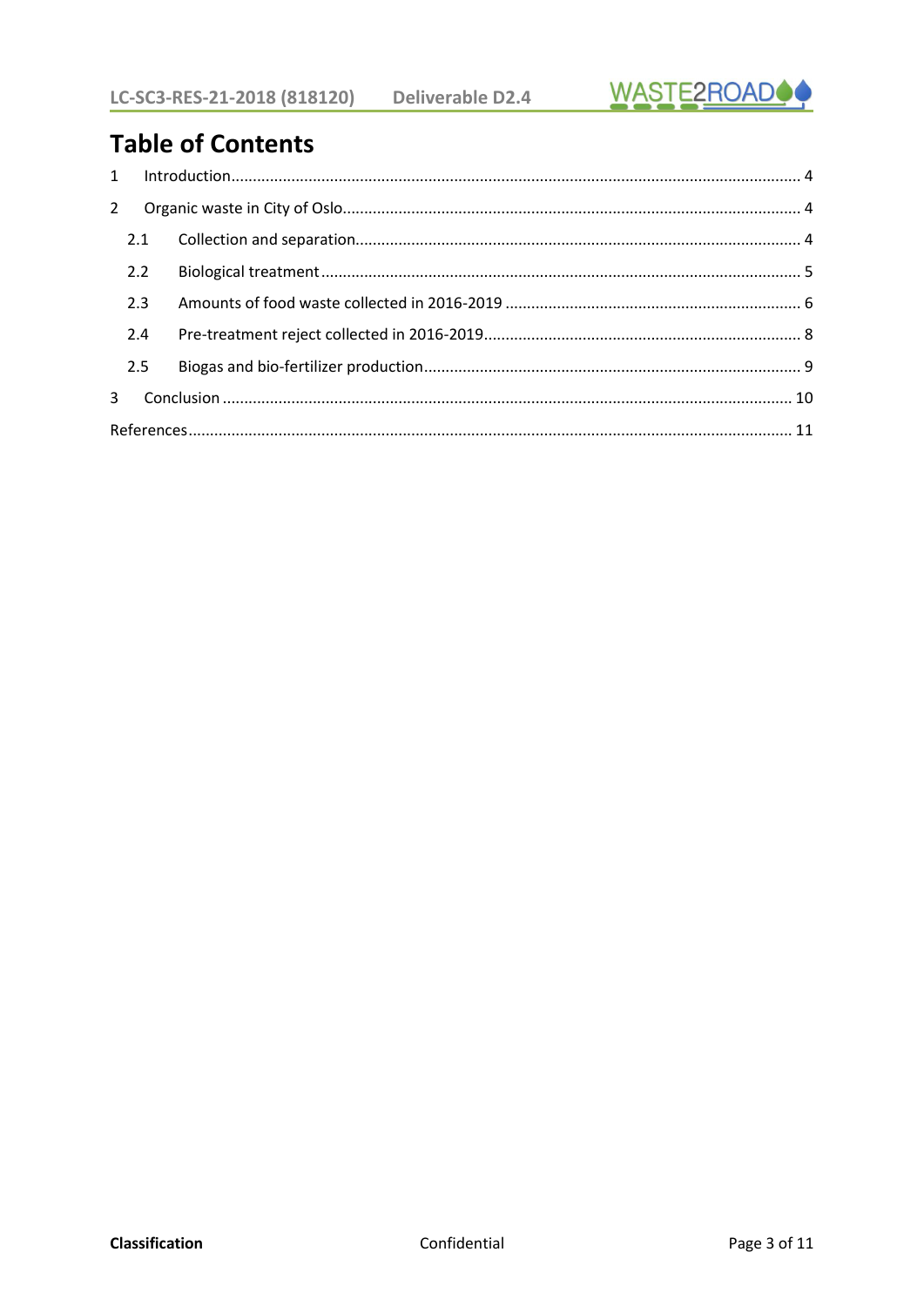# Table of Contents

1 Introduction .... 4

2 Organic waste in City of Oslo .... 4

2.1 Collection and separation .... 4

2.2 Biological treatment .... 5

2.3 Amounts of food waste collected in 2016-2019 .... 6

2.4 Pre-treatment reject collected in 2016-2019 .... 8

2.5 Biogas and bio-fertilizer production .... 9

3 Conclusion .... 10

References .... 11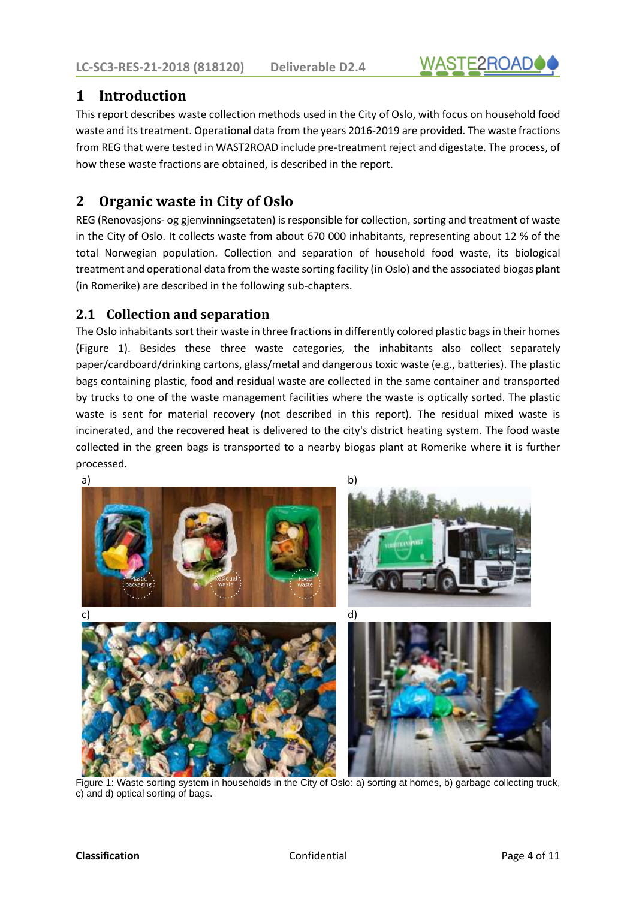# 1 Introduction

This report describes waste collection methods used in the City of Oslo, with focus on household food waste and its treatment. Operational data from the years 2016-2019 are provided. The waste fractions from REG that were tested in WAST2ROAD include pre-treatment reject and digestate. The process, of how these waste fractions are obtained, is described in the report.

# 2 Organic waste in City of Oslo

REG (Renovasjons- og gjenvinningsetaten) is responsible for collection, sorting and treatment of waste in the City of Oslo. It collects waste from about 670 000 inhabitants, representing about 12 % of the total Norwegian population. Collection and separation of household food waste, its biological treatment and operational data from the waste sorting facility (in Oslo) and the associated biogas plant (in Romerike) are described in the following sub-chapters.

## 2.1 Collection and separation

The Oslo inhabitants sort their waste in three fractions in differently colored plastic bags in their homes (Figure 1). Besides these three waste categories, the inhabitants also collect separately paper/cardboard/drinking cartons, glass/metal and dangerous toxic waste (e.g., batteries). The plastic bags containing plastic, food and residual waste are collected in the same container and transported by trucks to one of the waste management facilities where the waste is optically sorted. The plastic waste is sent for material recovery (not described in this report). The residual mixed waste is incinerated, and the recovered heat is delivered to the city's district heating system. The food waste collected in the green bags is transported to a nearby biogas plant at Romerike where it is further processed.

Figure 1: Waste sorting system in households in the City of Oslo: a) sorting at homes, b) garbage collecting truck, c) and d) optical sorting of bags.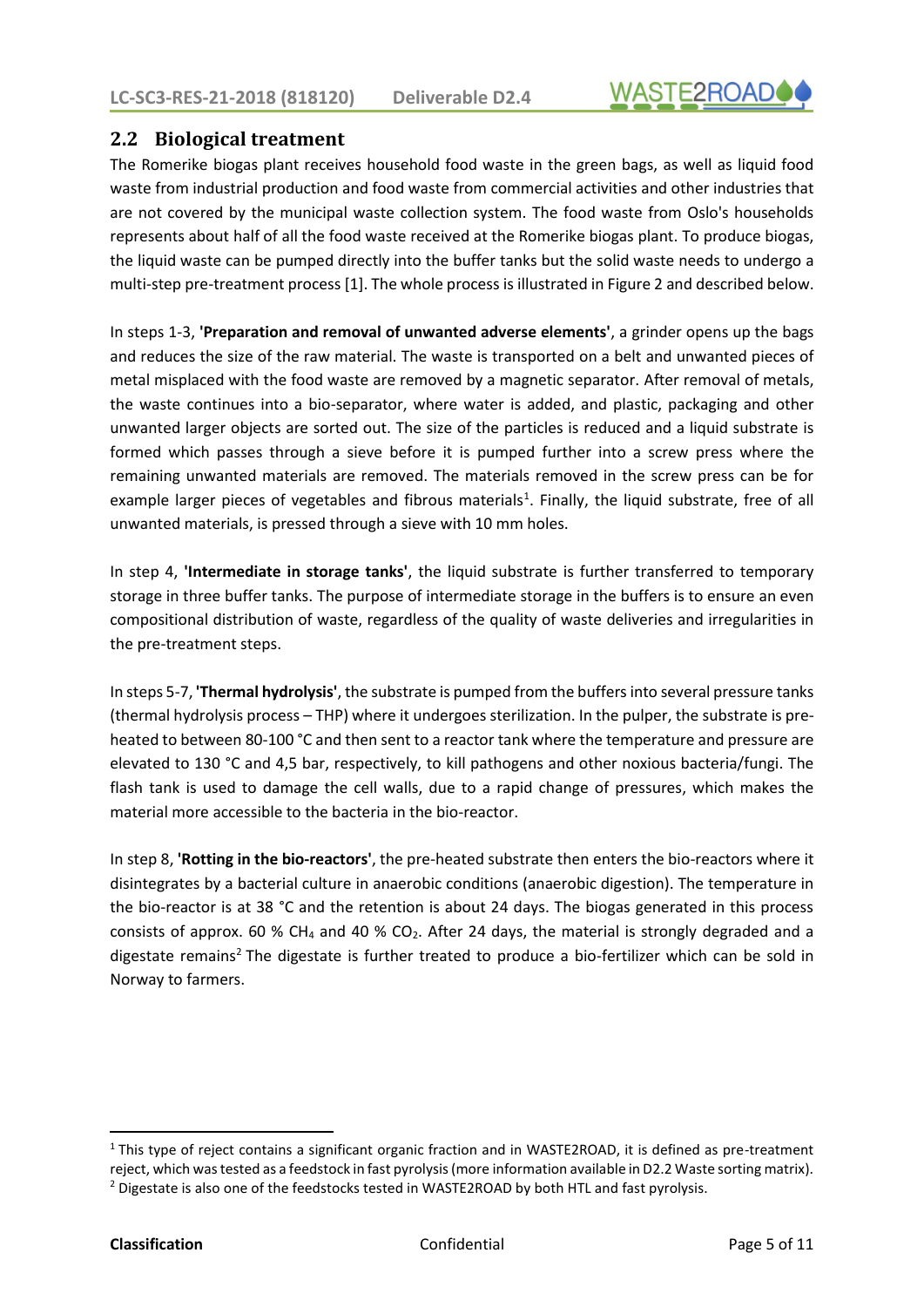## 2.2 Biological treatment

The Romerike biogas plant receives household food waste in the green bags, as well as liquid food waste from industrial production and food waste from commercial activities and other industries that are not covered by the municipal waste collection system. The food waste from Oslo's households represents about half of all the food waste received at the Romerike biogas plant. To produce biogas, the liquid waste can be pumped directly into the buffer tanks but the solid waste needs to undergo a multi-step pre-treatment process [1]. The whole process is illustrated in Figure 2 and described below.

In steps 1-3, **'Preparation and removal of unwanted adverse elements'**, a grinder opens up the bags and reduces the size of the raw material. The waste is transported on a belt and unwanted pieces of metal misplaced with the food waste are removed by a magnetic separator. After removal of metals, the waste continues into a bio-separator, where water is added, and plastic, packaging and other unwanted larger objects are sorted out. The size of the particles is reduced and a liquid substrate is formed which passes through a sieve before it is pumped further into a screw press where the remaining unwanted materials are removed. The materials removed in the screw press can be for example larger pieces of vegetables and fibrous materials[1]. Finally, the liquid substrate, free of all unwanted materials, is pressed through a sieve with 10 mm holes.

In step 4, **'Intermediate in storage tanks'**, the liquid substrate is further transferred to temporary storage in three buffer tanks. The purpose of intermediate storage in the buffers is to ensure an even compositional distribution of waste, regardless of the quality of waste deliveries and irregularities in the pre-treatment steps.

In steps 5-7, **'Thermal hydrolysis'**, the substrate is pumped from the buffers into several pressure tanks (thermal hydrolysis process – THP) where it undergoes sterilization. In the pulper, the substrate is pre-heated to between 80-100 °C and then sent to a reactor tank where the temperature and pressure are elevated to 130 °C and 4,5 bar, respectively, to kill pathogens and other noxious bacteria/fungi. The flash tank is used to damage the cell walls, due to a rapid change of pressures, which makes the material more accessible to the bacteria in the bio-reactor.

In step 8, **'Rotting in the bio-reactors'**, the pre-heated substrate then enters the bio-reactors where it disintegrates by a bacterial culture in anaerobic conditions (anaerobic digestion). The temperature in the bio-reactor is at 38 °C and the retention is about 24 days. The biogas generated in this process consists of approx. 60 % $CH_4$ and 40 % $CO_2$. After 24 days, the material is strongly degraded and a digestate remains[2] The digestate is further treated to produce a bio-fertilizer which can be sold in Norway to farmers.

---

[1] This type of reject contains a significant organic fraction and in WASTE2ROAD, it is defined as pre-treatment reject, which was tested as a feedstock in fast pyrolysis (more information available in D2.2 Waste sorting matrix).

[2] Digestate is also one of the feedstocks tested in WASTE2ROAD by both HTL and fast pyrolysis.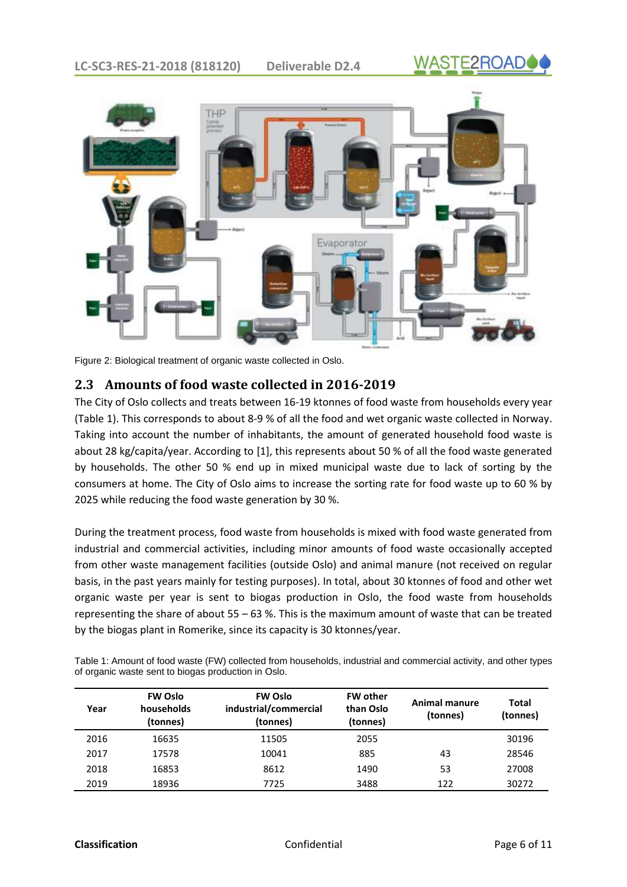Figure 2: Biological treatment of organic waste collected in Oslo.

## 2.3 Amounts of food waste collected in 2016-2019

The City of Oslo collects and treats between 16-19 ktonnes of food waste from households every year (Table 1). This corresponds to about 8-9 % of all the food and wet organic waste collected in Norway. Taking into account the number of inhabitants, the amount of generated household food waste is about 28 kg/capita/year. According to [1], this represents about 50 % of all the food waste generated by households. The other 50 % end up in mixed municipal waste due to lack of sorting by the consumers at home. The City of Oslo aims to increase the sorting rate for food waste up to 60 % by 2025 while reducing the food waste generation by 30 %.

During the treatment process, food waste from households is mixed with food waste generated from industrial and commercial activities, including minor amounts of food waste occasionally accepted from other waste management facilities (outside Oslo) and animal manure (not received on regular basis, in the past years mainly for testing purposes). In total, about 30 ktonnes of food and other wet organic waste per year is sent to biogas production in Oslo, the food waste from households representing the share of about 55 – 63 %. This is the maximum amount of waste that can be treated by the biogas plant in Romerike, since its capacity is 30 ktonnes/year.

Table 1: Amount of food waste (FW) collected from households, industrial and commercial activity, and other types of organic waste sent to biogas production in Oslo.

| Year | FW Oslo households (tonnes) | FW Oslo industrial/commercial (tonnes) | FW other than Oslo (tonnes) | Animal manure (tonnes) | Total (tonnes) |
|---|---|---|---|---|---|
| 2016 | 16635 | 11505 | 2055 | | 30196 |
| 2017 | 17578 | 10041 | 885 | 43 | 28546 |
| 2018 | 16853 | 8612 | 1490 | 53 | 27008 |
| 2019 | 18936 | 7725 | 3488 | 122 | 30272 |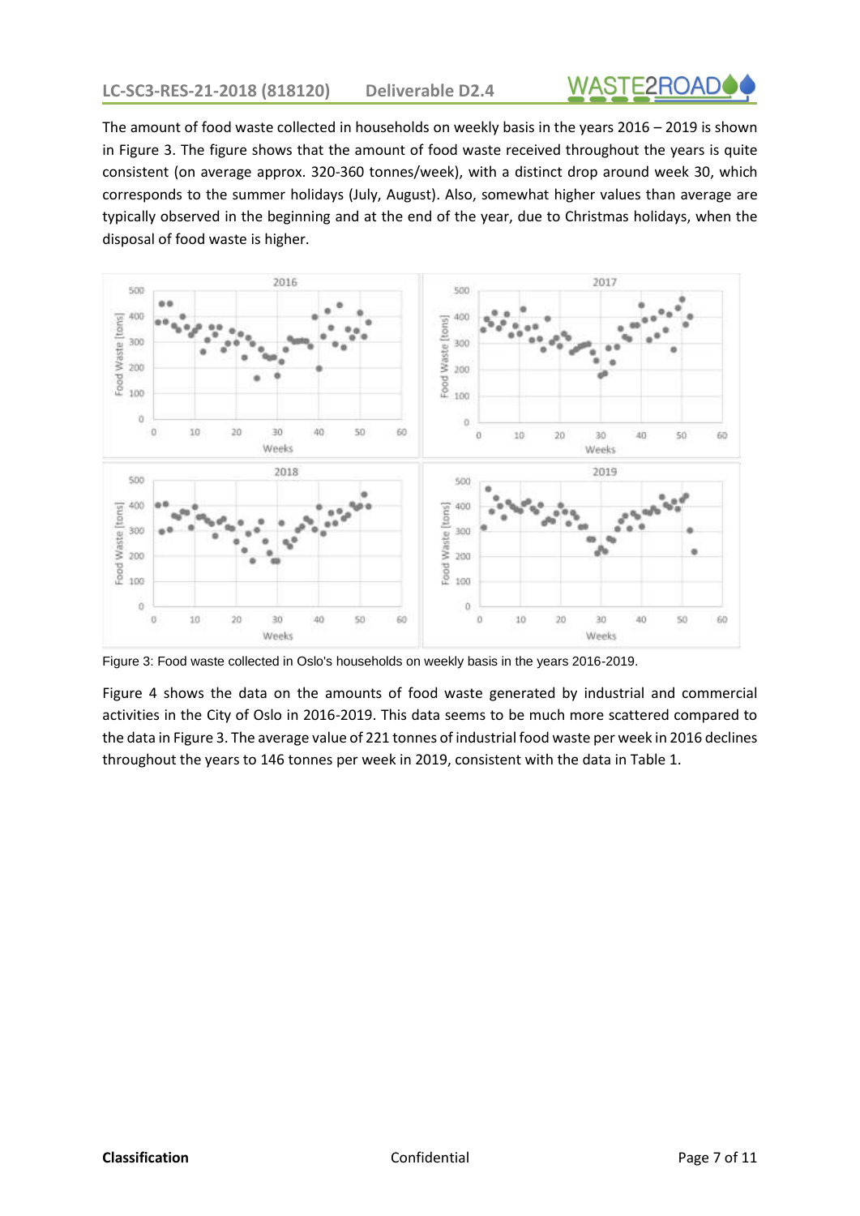The amount of food waste collected in households on weekly basis in the years 2016 – 2019 is shown in Figure 3. The figure shows that the amount of food waste received throughout the years is quite consistent (on average approx. 320-360 tonnes/week), with a distinct drop around week 30, which corresponds to the summer holidays (July, August). Also, somewhat higher values than average are typically observed in the beginning and at the end of the year, due to Christmas holidays, when the disposal of food waste is higher.

Figure 3: Food waste collected in Oslo's households on weekly basis in the years 2016-2019.

Figure 4 shows the data on the amounts of food waste generated by industrial and commercial activities in the City of Oslo in 2016-2019. This data seems to be much more scattered compared to the data in Figure 3. The average value of 221 tonnes of industrial food waste per week in 2016 declines throughout the years to 146 tonnes per week in 2019, consistent with the data in Table 1.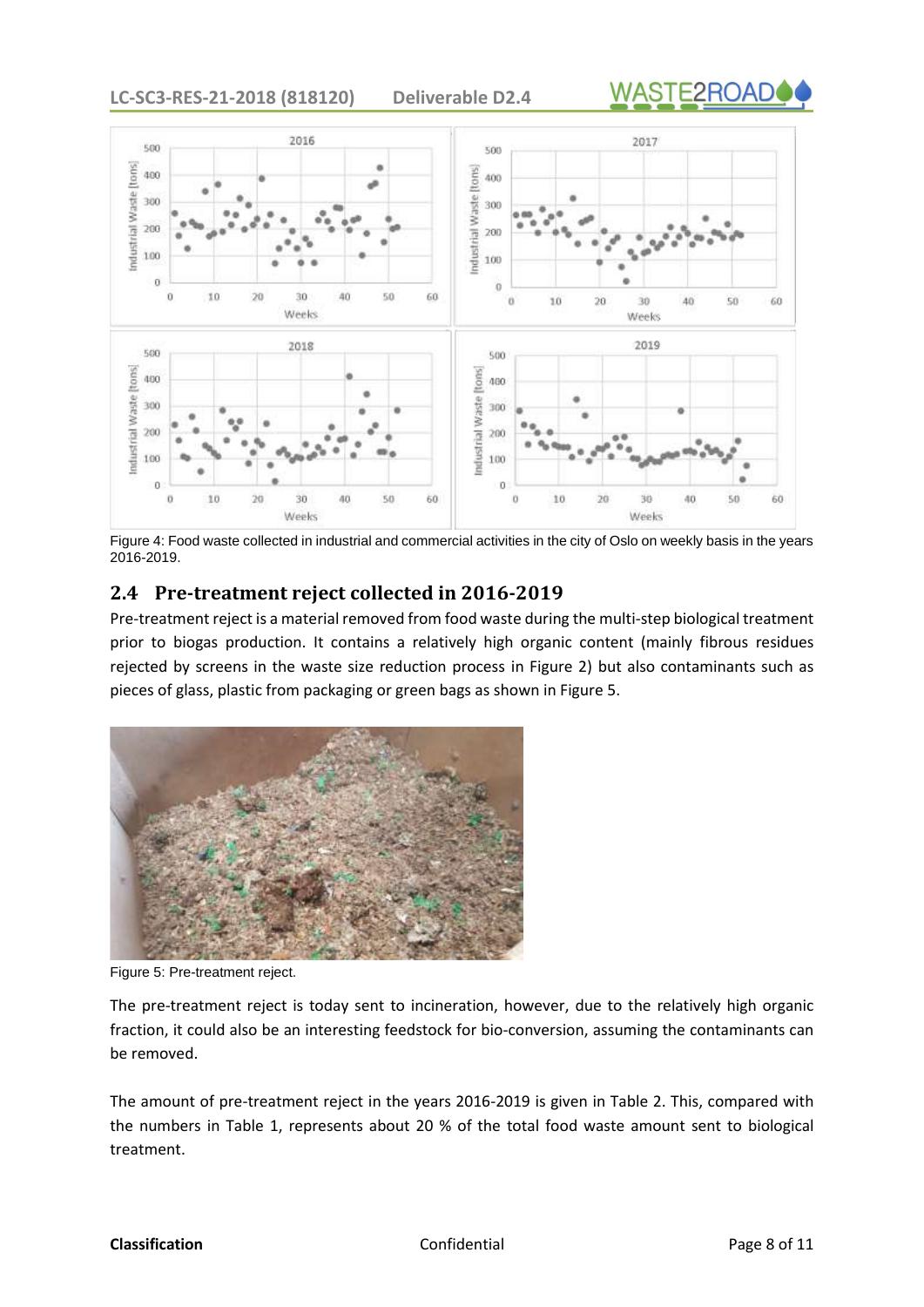Figure 4: Food waste collected in industrial and commercial activities in the city of Oslo on weekly basis in the years 2016-2019.

## 2.4 Pre-treatment reject collected in 2016-2019

Pre-treatment reject is a material removed from food waste during the multi-step biological treatment prior to biogas production. It contains a relatively high organic content (mainly fibrous residues rejected by screens in the waste size reduction process in Figure 2) but also contaminants such as pieces of glass, plastic from packaging or green bags as shown in Figure 5.

Figure 5: Pre-treatment reject.

The pre-treatment reject is today sent to incineration, however, due to the relatively high organic fraction, it could also be an interesting feedstock for bio-conversion, assuming the contaminants can be removed.

The amount of pre-treatment reject in the years 2016-2019 is given in Table 2. This, compared with the numbers in Table 1, represents about 20 % of the total food waste amount sent to biological treatment.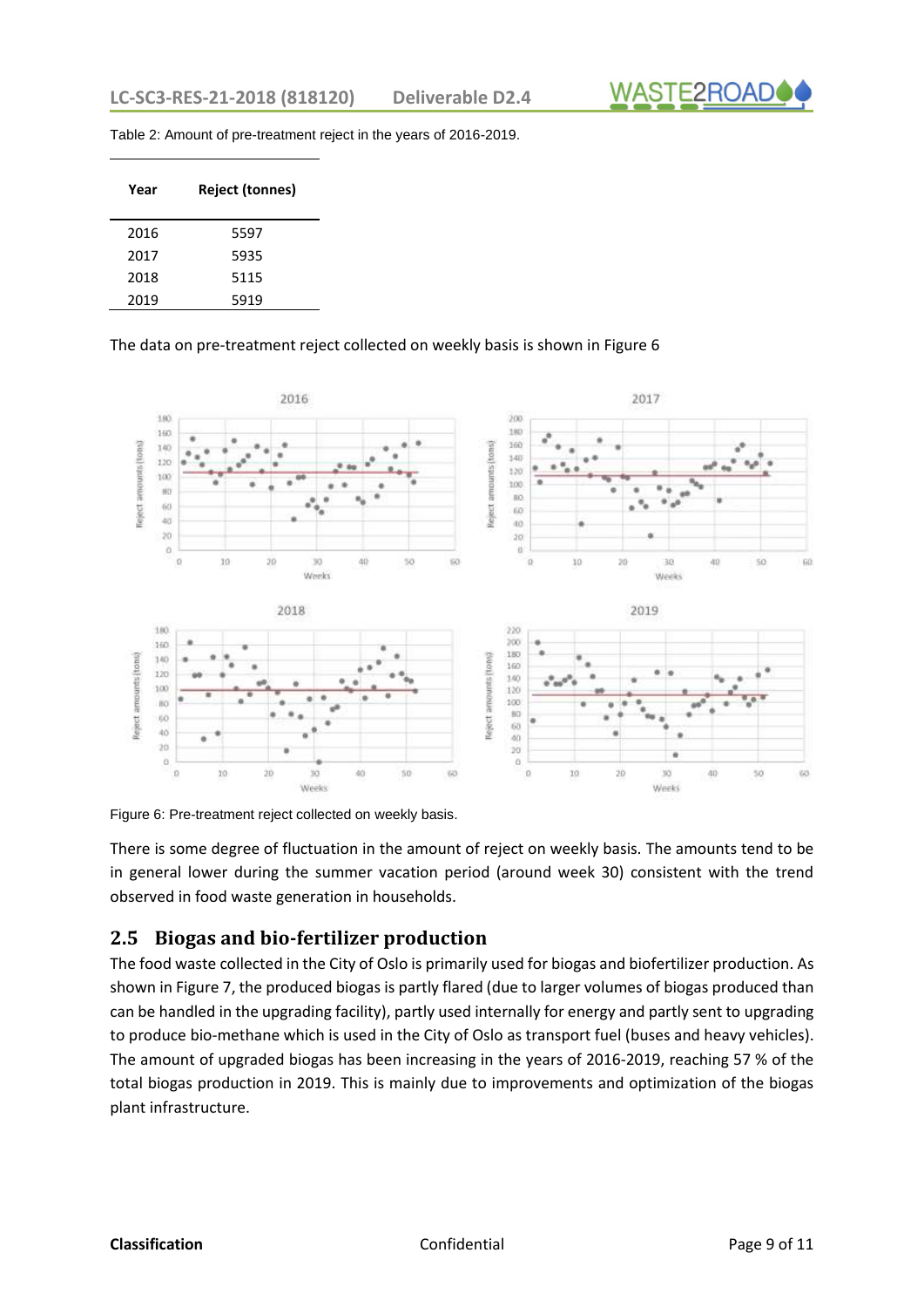Table 2: Amount of pre-treatment reject in the years of 2016-2019.

| Year | Reject (tonnes) |
| --- | --- |
| 2016 | 5597 |
| 2017 | 5935 |
| 2018 | 5115 |
| 2019 | 5919 |

The data on pre-treatment reject collected on weekly basis is shown in Figure 6

Figure 6: Pre-treatment reject collected on weekly basis.

There is some degree of fluctuation in the amount of reject on weekly basis. The amounts tend to be in general lower during the summer vacation period (around week 30) consistent with the trend observed in food waste generation in households.

## 2.5 Biogas and bio-fertilizer production

The food waste collected in the City of Oslo is primarily used for biogas and biofertilizer production. As shown in Figure 7, the produced biogas is partly flared (due to larger volumes of biogas produced than can be handled in the upgrading facility), partly used internally for energy and partly sent to upgrading to produce bio-methane which is used in the City of Oslo as transport fuel (buses and heavy vehicles). The amount of upgraded biogas has been increasing in the years of 2016-2019, reaching 57 % of the total biogas production in 2019. This is mainly due to improvements and optimization of the biogas plant infrastructure.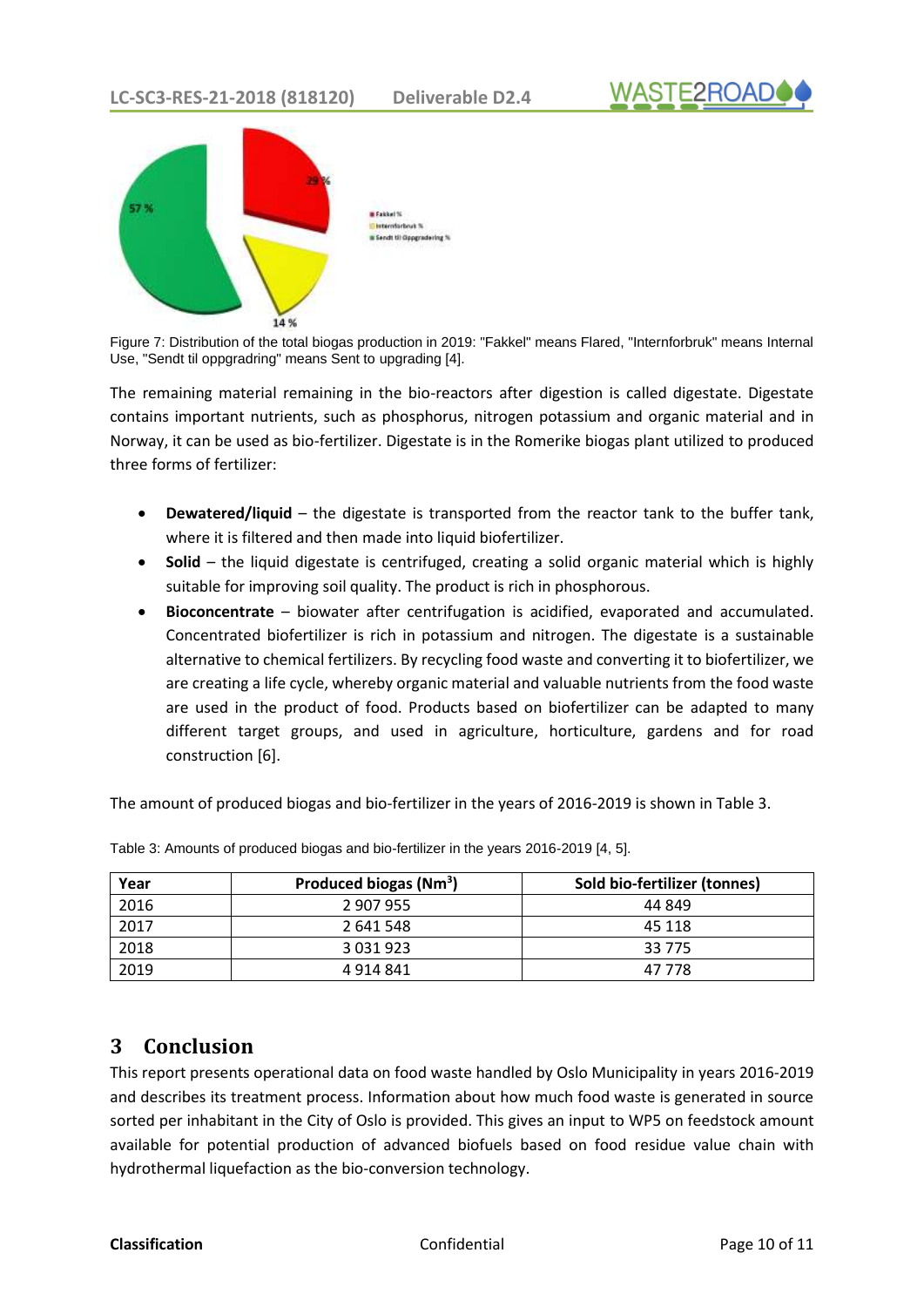Figure 7: Distribution of the total biogas production in 2019: "Fakkel" means Flared, "Internforbruk" means Internal Use, "Sendt til oppgradring" means Sent to upgrading [4].

The remaining material remaining in the bio-reactors after digestion is called digestate. Digestate contains important nutrients, such as phosphorus, nitrogen potassium and organic material and in Norway, it can be used as bio-fertilizer. Digestate is in the Romerike biogas plant utilized to produced three forms of fertilizer:

- **Dewatered/liquid** – the digestate is transported from the reactor tank to the buffer tank, where it is filtered and then made into liquid biofertilizer.
- **Solid** – the liquid digestate is centrifuged, creating a solid organic material which is highly suitable for improving soil quality. The product is rich in phosphorous.
- **Bioconcentrate** – biowater after centrifugation is acidified, evaporated and accumulated. Concentrated biofertilizer is rich in potassium and nitrogen. The digestate is a sustainable alternative to chemical fertilizers. By recycling food waste and converting it to biofertilizer, we are creating a life cycle, whereby organic material and valuable nutrients from the food waste are used in the product of food. Products based on biofertilizer can be adapted to many different target groups, and used in agriculture, horticulture, gardens and for road construction [6].

The amount of produced biogas and bio-fertilizer in the years of 2016-2019 is shown in Table 3.

Table 3: Amounts of produced biogas and bio-fertilizer in the years 2016-2019 [4, 5].

| Year | Produced biogas ($Nm^3$) | Sold bio-fertilizer (tonnes) |
|---|---|---|
| 2016 | 2 907 955 | 44 849 |
| 2017 | 2 641 548 | 45 118 |
| 2018 | 3 031 923 | 33 775 |
| 2019 | 4 914 841 | 47 778 |

## 3 Conclusion

This report presents operational data on food waste handled by Oslo Municipality in years 2016-2019 and describes its treatment process. Information about how much food waste is generated in source sorted per inhabitant in the City of Oslo is provided. This gives an input to WP5 on feedstock amount available for potential production of advanced biofuels based on food residue value chain with hydrothermal liquefaction as the bio-conversion technology.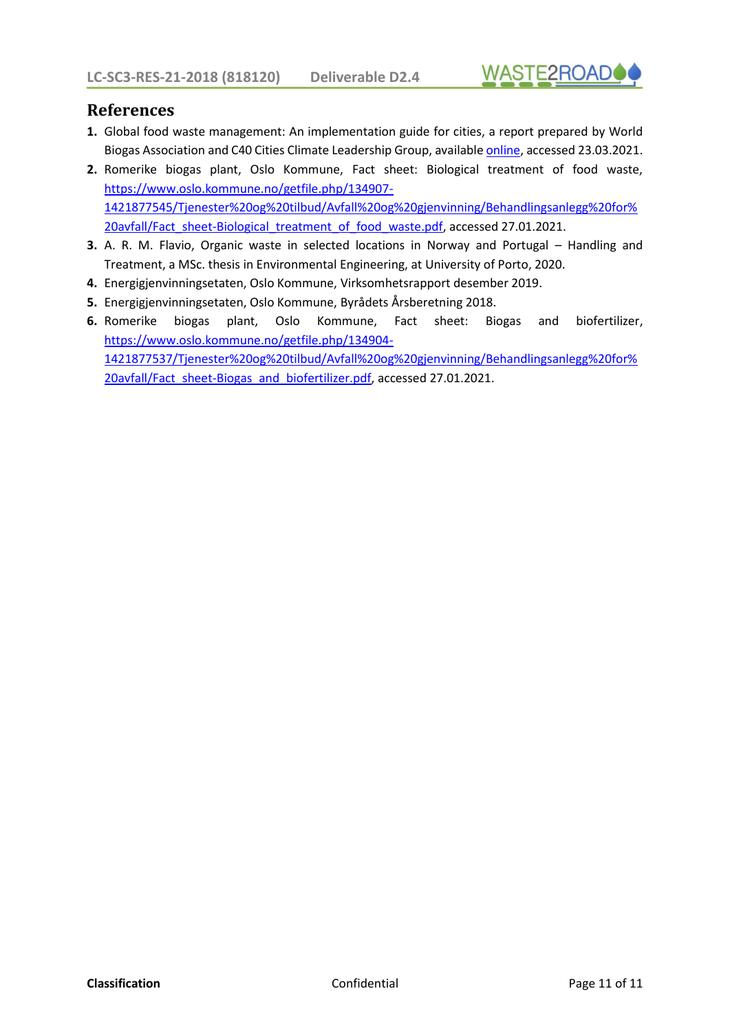# References

1. Global food waste management: An implementation guide for cities, a report prepared by World Biogas Association and C40 Cities Climate Leadership Group, available online, accessed 23.03.2021.
2. Romerike biogas plant, Oslo Kommune, Fact sheet: Biological treatment of food waste, https://www.oslo.kommune.no/getfile.php/134907-1421877545/Tjenester%20og%20tilbud/Avfall%20og%20gjenvinning/Behandlingsanlegg%20for%20avfall/Fact_sheet-Biological_treatment_of_food_waste.pdf, accessed 27.01.2021.
3. A. R. M. Flavio, Organic waste in selected locations in Norway and Portugal – Handling and Treatment, a MSc. thesis in Environmental Engineering, at University of Porto, 2020.
4. Energigjenvinningsetaten, Oslo Kommune, Virksomhetsrapport desember 2019.
5. Energigjenvinningsetaten, Oslo Kommune, Byrådets Årsberetning 2018.
6. Romerike biogas plant, Oslo Kommune, Fact sheet: Biogas and biofertilizer, https://www.oslo.kommune.no/getfile.php/134904-1421877537/Tjenester%20og%20tilbud/Avfall%20og%20gjenvinning/Behandlingsanlegg%20for%20avfall/Fact_sheet-Biogas_and_biofertilizer.pdf, accessed 27.01.2021.